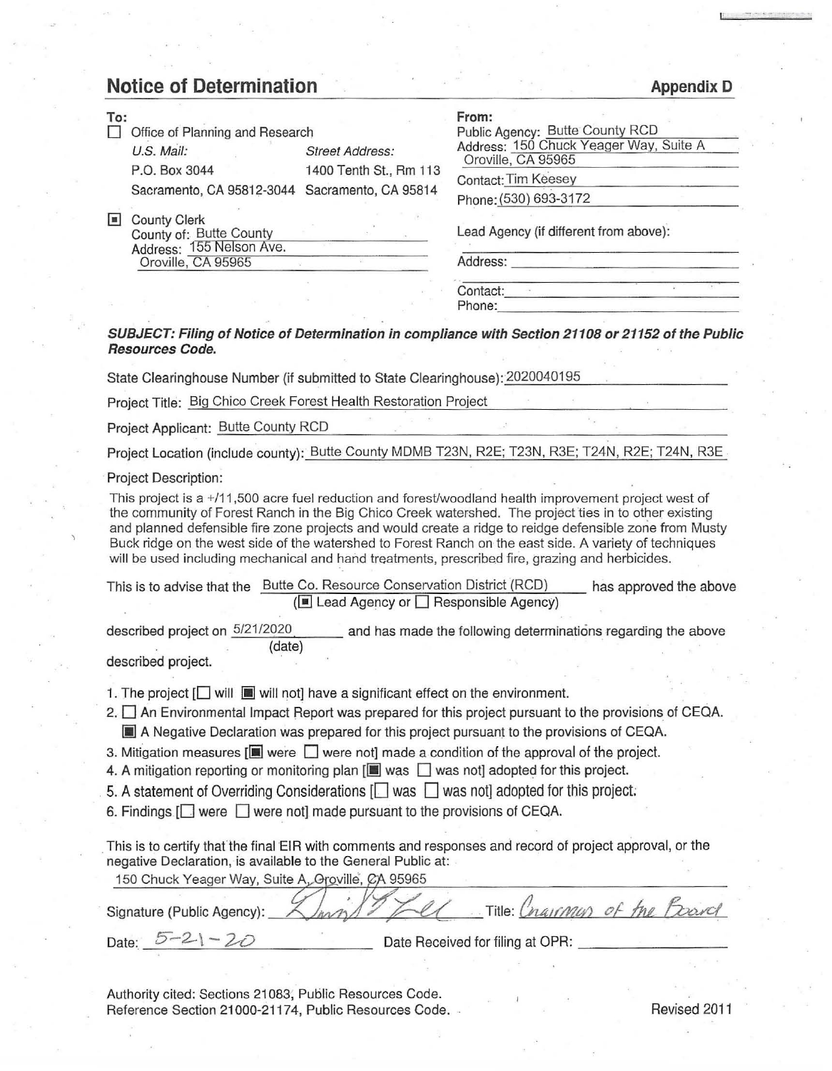# Notice of Determination

**Appendix D**

**To:**

☐ Office of Planning and Research

| *U.S. Mail:* | *Street Address:* |
|---|---|
| P.O. Box 3044 | 1400 Tenth St., Rm 113 |
| Sacramento, CA 95812-3044 | Sacramento, CA 95814 |

☒ County Clerk
County of: Butte County
Address: 155 Nelson Ave.
Oroville, CA 95965

**From:**

Public Agency: Butte County RCD
Address: 150 Chuck Yeager Way, Suite A
Oroville, CA 95965
Contact: Tim Keesey
Phone: (530) 693-3172

Lead Agency (if different from above):

Address:

Contact:
Phone:

***SUBJECT: Filing of Notice of Determination in compliance with Section 21108 or 21152 of the Public Resources Code.***

State Clearinghouse Number (if submitted to State Clearinghouse): 2020040195

Project Title: Big Chico Creek Forest Health Restoration Project

Project Applicant: Butte County RCD

Project Location (include county): Butte County MDMB T23N, R2E; T23N, R3E; T24N, R2E; T24N, R3E

Project Description:

This project is a +/11,500 acre fuel reduction and forest/woodland health improvement project west of the community of Forest Ranch in the Big Chico Creek watershed. The project ties in to other existing and planned defensible fire zone projects and would create a ridge to reidge defensible zone from Musty Buck ridge on the west side of the watershed to Forest Ranch on the east side. A variety of techniques will be used including mechanical and hand treatments, prescribed fire, grazing and herbicides.

This is to advise that the Butte Co. Resource Conservation District (RCD) (☒ Lead Agency or ☐ Responsible Agency) has approved the above described project on 5/21/2020 (date) and has made the following determinations regarding the above described project.

1. The project [☐ will ☒ will not] have a significant effect on the environment.
2. ☐ An Environmental Impact Report was prepared for this project pursuant to the provisions of CEQA.
   ☒ A Negative Declaration was prepared for this project pursuant to the provisions of CEQA.
3. Mitigation measures [☒ were ☐ were not] made a condition of the approval of the project.
4. A mitigation reporting or monitoring plan [☒ was ☐ was not] adopted for this project.
5. A statement of Overriding Considerations [☐ was ☐ was not] adopted for this project.
6. Findings [☐ were ☐ were not] made pursuant to the provisions of CEQA.

This is to certify that the final EIR with comments and responses and record of project approval, or the negative Declaration, is available to the General Public at:
150 Chuck Yeager Way, Suite A, Oroville, CA 95965

Signature (Public Agency): [signature] Title: Chairman of the Board

Date: 5-21-20 Date Received for filing at OPR:

Authority cited: Sections 21083, Public Resources Code.
Reference Section 21000-21174, Public Resources Code.

Revised 2011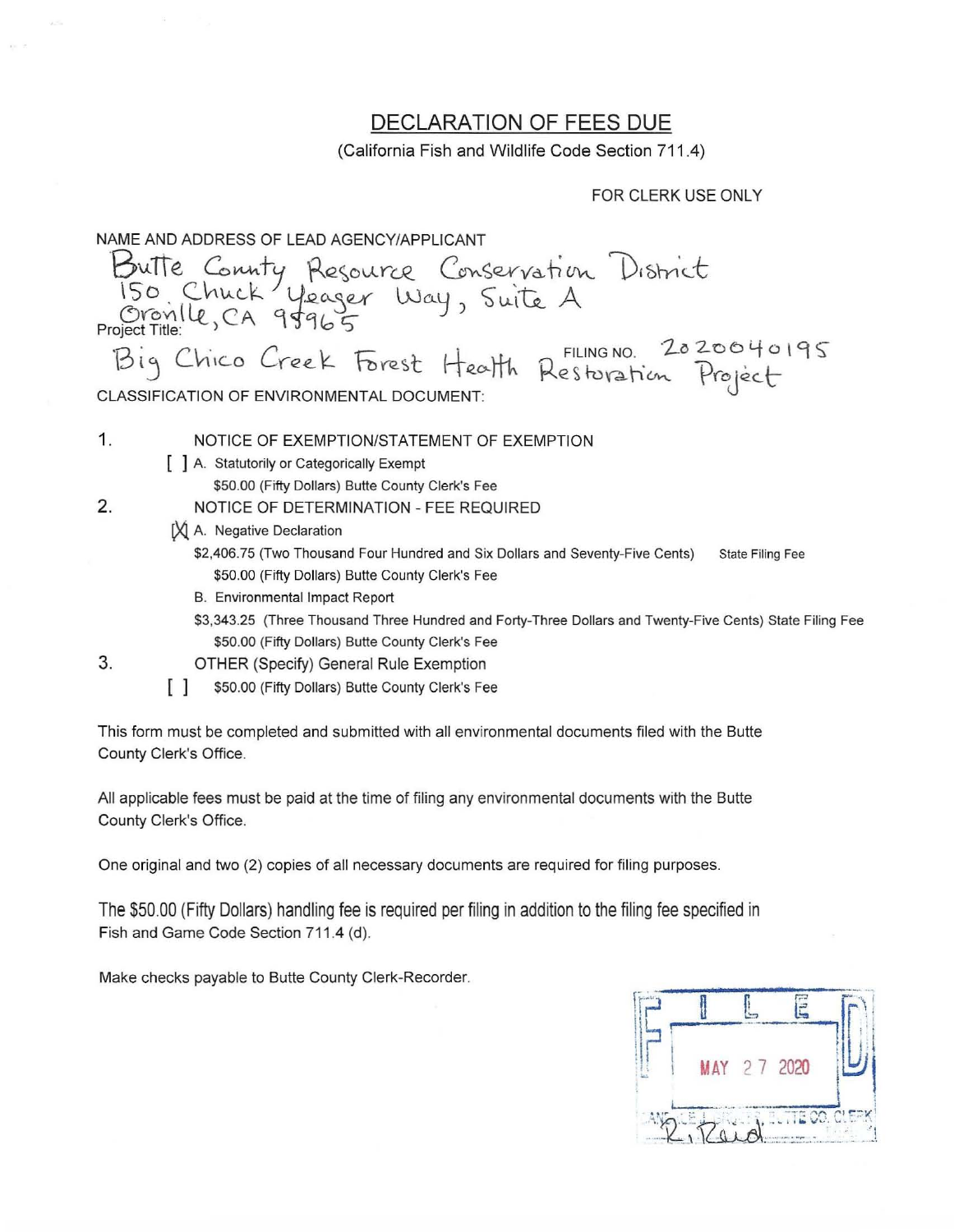# DECLARATION OF FEES DUE

(California Fish and Wildlife Code Section 711.4)

FOR CLERK USE ONLY

NAME AND ADDRESS OF LEAD AGENCY/APPLICANT

Butte County Resource Conservation District
150 Chuck Yeager Way, Suite A
Oroville, CA 95965

Project Title:

Big Chico Creek Forest Health Restoration Project

FILING NO. 202004195

CLASSIFICATION OF ENVIRONMENTAL DOCUMENT:

1. NOTICE OF EXEMPTION/STATEMENT OF EXEMPTION
   - [ ] A. Statutorily or Categorically Exempt
     $50.00 (Fifty Dollars) Butte County Clerk's Fee
2. NOTICE OF DETERMINATION - FEE REQUIRED
   - [X] A. Negative Declaration
     $2,406.75 (Two Thousand Four Hundred and Six Dollars and Seventy-Five Cents) State Filing Fee
     $50.00 (Fifty Dollars) Butte County Clerk's Fee
   - B. Environmental Impact Report
     $3,343.25 (Three Thousand Three Hundred and Forty-Three Dollars and Twenty-Five Cents) State Filing Fee
     $50.00 (Fifty Dollars) Butte County Clerk's Fee
3. OTHER (Specify) General Rule Exemption
   - [ ] $50.00 (Fifty Dollars) Butte County Clerk's Fee

This form must be completed and submitted with all environmental documents filed with the Butte County Clerk's Office.

All applicable fees must be paid at the time of filing any environmental documents with the Butte County Clerk's Office.

One original and two (2) copies of all necessary documents are required for filing purposes.

The $50.00 (Fifty Dollars) handling fee is required per filing in addition to the filing fee specified in Fish and Game Code Section 711.4 (d).

Make checks payable to Butte County Clerk-Recorder.

FILED
MAY 27 2020
BUTTE CO. CLERK
R. Reid